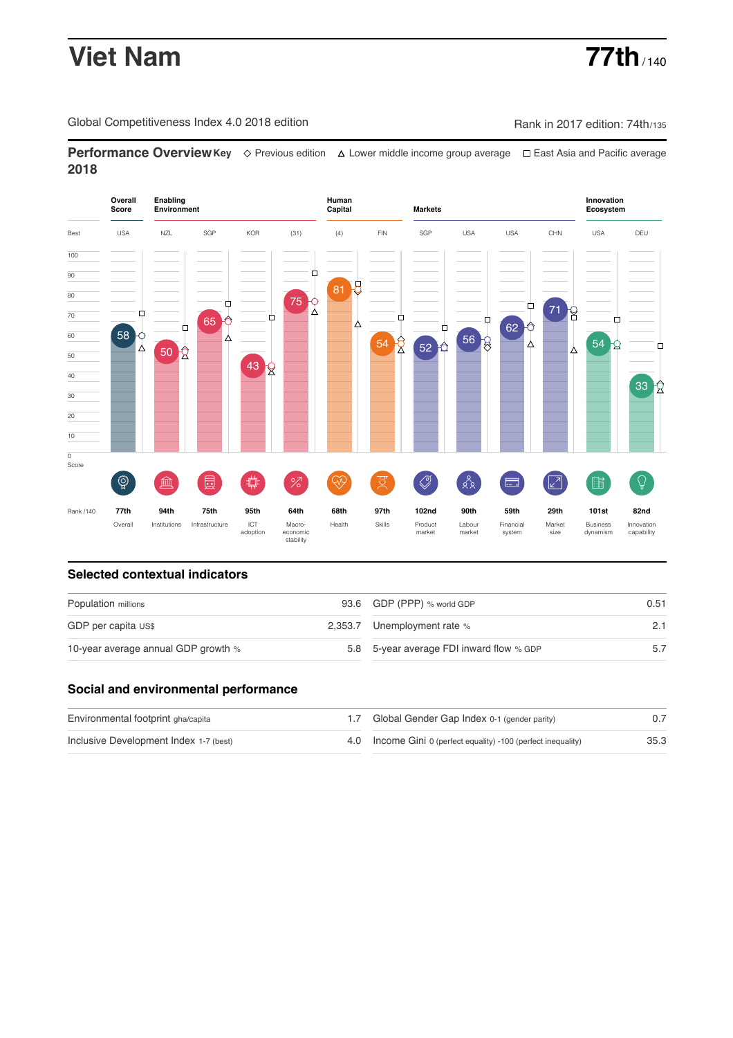# Viet Nam

**77th** / 140

Global Competitiveness Index 4.0 2018 edition

Rank in 2017 edition: 74th/135

## Performance Overview 2018

**Key** ◇ Previous edition △ Lower middle income group average □ East Asia and Pacific average

| | Overall Score | Enabling Environment | | | | Human Capital | | Markets | | | | Innovation Ecosystem | |
|---|---|---|---|---|---|---|---|---|---|---|---|---|---|
| Best | USA | NZL | SGP | KOR | (31) | (4) | FIN | SGP | USA | USA | CHN | USA | DEU |
| Score | 58 | 50 | 65 | 43 | 75 | 81 | 54 | 52 | 56 | 62 | 71 | 54 | 33 |
| Rank /140 | 77th | 94th | 75th | 95th | 64th | 68th | 97th | 102nd | 90th | 59th | 29th | 101st | 82nd |
| | Overall | Institutions | Infrastructure | ICT adoption | Macro-economic stability | Health | Skills | Product market | Labour market | Financial system | Market size | Business dynamism | Innovation capability |

## Selected contextual indicators

| | | | |
|---|---|---|---|
| Population millions | 93.6 | GDP (PPP) % world GDP | 0.51 |
| GDP per capita US$ | 2,353.7 | Unemployment rate % | 2.1 |
| 10-year average annual GDP growth % | 5.8 | 5-year average FDI inward flow % GDP | 5.7 |

## Social and environmental performance

| | | | |
|---|---|---|---|
| Environmental footprint gha/capita | 1.7 | Global Gender Gap Index 0-1 (gender parity) | 0.7 |
| Inclusive Development Index 1-7 (best) | 4.0 | Income Gini 0 (perfect equality) -100 (perfect inequality) | 35.3 |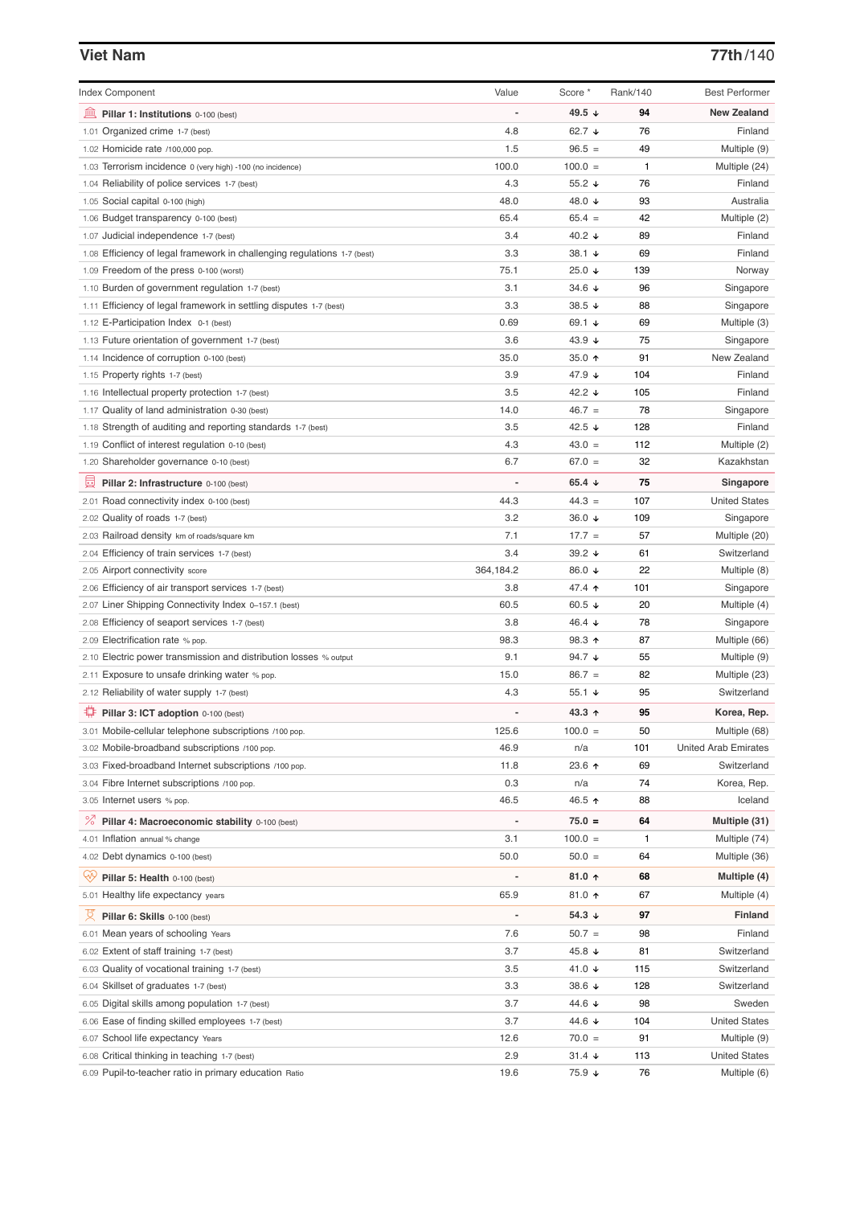## Viet Nam

**77th/140**

| Index Component | Value | Score * | Rank/140 | Best Performer |
|---|---|---|---|---|
| **Pillar 1: Institutions** 0-100 (best) | - | **49.5 ↓** | **94** | **New Zealand** |
| 1.01 Organized crime 1-7 (best) | 4.8 | 62.7 ↓ | 76 | Finland |
| 1.02 Homicide rate /100,000 pop. | 1.5 | 96.5 = | 49 | Multiple (9) |
| 1.03 Terrorism incidence 0 (very high) -100 (no incidence) | 100.0 | 100.0 = | 1 | Multiple (24) |
| 1.04 Reliability of police services 1-7 (best) | 4.3 | 55.2 ↓ | 76 | Finland |
| 1.05 Social capital 0-100 (high) | 48.0 | 48.0 ↓ | 93 | Australia |
| 1.06 Budget transparency 0-100 (best) | 65.4 | 65.4 = | 42 | Multiple (2) |
| 1.07 Judicial independence 1-7 (best) | 3.4 | 40.2 ↓ | 89 | Finland |
| 1.08 Efficiency of legal framework in challenging regulations 1-7 (best) | 3.3 | 38.1 ↓ | 69 | Finland |
| 1.09 Freedom of the press 0-100 (worst) | 75.1 | 25.0 ↓ | 139 | Norway |
| 1.10 Burden of government regulation 1-7 (best) | 3.1 | 34.6 ↓ | 96 | Singapore |
| 1.11 Efficiency of legal framework in settling disputes 1-7 (best) | 3.3 | 38.5 ↓ | 88 | Singapore |
| 1.12 E-Participation Index 0-1 (best) | 0.69 | 69.1 ↓ | 69 | Multiple (3) |
| 1.13 Future orientation of government 1-7 (best) | 3.6 | 43.9 ↓ | 75 | Singapore |
| 1.14 Incidence of corruption 0-100 (best) | 35.0 | 35.0 ↑ | 91 | New Zealand |
| 1.15 Property rights 1-7 (best) | 3.9 | 47.9 ↓ | 104 | Finland |
| 1.16 Intellectual property protection 1-7 (best) | 3.5 | 42.2 ↓ | 105 | Finland |
| 1.17 Quality of land administration 0-30 (best) | 14.0 | 46.7 = | 78 | Singapore |
| 1.18 Strength of auditing and reporting standards 1-7 (best) | 3.5 | 42.5 ↓ | 128 | Finland |
| 1.19 Conflict of interest regulation 0-10 (best) | 4.3 | 43.0 = | 112 | Multiple (2) |
| 1.20 Shareholder governance 0-10 (best) | 6.7 | 67.0 = | 32 | Kazakhstan |
| **Pillar 2: Infrastructure** 0-100 (best) | - | **65.4 ↓** | **75** | **Singapore** |
| 2.01 Road connectivity index 0-100 (best) | 44.3 | 44.3 = | 107 | United States |
| 2.02 Quality of roads 1-7 (best) | 3.2 | 36.0 ↓ | 109 | Singapore |
| 2.03 Railroad density km of roads/square km | 7.1 | 17.7 = | 57 | Multiple (20) |
| 2.04 Efficiency of train services 1-7 (best) | 3.4 | 39.2 ↓ | 61 | Switzerland |
| 2.05 Airport connectivity score | 364,184.2 | 86.0 ↓ | 22 | Multiple (8) |
| 2.06 Efficiency of air transport services 1-7 (best) | 3.8 | 47.4 ↑ | 101 | Singapore |
| 2.07 Liner Shipping Connectivity Index 0–157.1 (best) | 60.5 | 60.5 ↓ | 20 | Multiple (4) |
| 2.08 Efficiency of seaport services 1-7 (best) | 3.8 | 46.4 ↓ | 78 | Singapore |
| 2.09 Electrification rate % pop. | 98.3 | 98.3 ↑ | 87 | Multiple (66) |
| 2.10 Electric power transmission and distribution losses % output | 9.1 | 94.7 ↓ | 55 | Multiple (9) |
| 2.11 Exposure to unsafe drinking water % pop. | 15.0 | 86.7 = | 82 | Multiple (23) |
| 2.12 Reliability of water supply 1-7 (best) | 4.3 | 55.1 ↓ | 95 | Switzerland |
| **Pillar 3: ICT adoption** 0-100 (best) | - | **43.3 ↑** | **95** | **Korea, Rep.** |
| 3.01 Mobile-cellular telephone subscriptions /100 pop. | 125.6 | 100.0 = | 50 | Multiple (68) |
| 3.02 Mobile-broadband subscriptions /100 pop. | 46.9 | n/a | 101 | United Arab Emirates |
| 3.03 Fixed-broadband Internet subscriptions /100 pop. | 11.8 | 23.6 ↑ | 69 | Switzerland |
| 3.04 Fibre Internet subscriptions /100 pop. | 0.3 | n/a | 74 | Korea, Rep. |
| 3.05 Internet users % pop. | 46.5 | 46.5 ↑ | 88 | Iceland |
| **Pillar 4: Macroeconomic stability** 0-100 (best) | - | **75.0 =** | **64** | **Multiple (31)** |
| 4.01 Inflation annual % change | 3.1 | 100.0 = | 1 | Multiple (74) |
| 4.02 Debt dynamics 0-100 (best) | 50.0 | 50.0 = | 64 | Multiple (36) |
| **Pillar 5: Health** 0-100 (best) | - | **81.0 ↑** | **68** | **Multiple (4)** |
| 5.01 Healthy life expectancy years | 65.9 | 81.0 ↑ | 67 | Multiple (4) |
| **Pillar 6: Skills** 0-100 (best) | - | **54.3 ↓** | **97** | **Finland** |
| 6.01 Mean years of schooling Years | 7.6 | 50.7 = | 98 | Finland |
| 6.02 Extent of staff training 1-7 (best) | 3.7 | 45.8 ↓ | 81 | Switzerland |
| 6.03 Quality of vocational training 1-7 (best) | 3.5 | 41.0 ↓ | 115 | Switzerland |
| 6.04 Skillset of graduates 1-7 (best) | 3.3 | 38.6 ↓ | 128 | Switzerland |
| 6.05 Digital skills among population 1-7 (best) | 3.7 | 44.6 ↓ | 98 | Sweden |
| 6.06 Ease of finding skilled employees 1-7 (best) | 3.7 | 44.6 ↓ | 104 | United States |
| 6.07 School life expectancy Years | 12.6 | 70.0 = | 91 | Multiple (9) |
| 6.08 Critical thinking in teaching 1-7 (best) | 2.9 | 31.4 ↓ | 113 | United States |
| 6.09 Pupil-to-teacher ratio in primary education Ratio | 19.6 | 75.9 ↓ | 76 | Multiple (6) |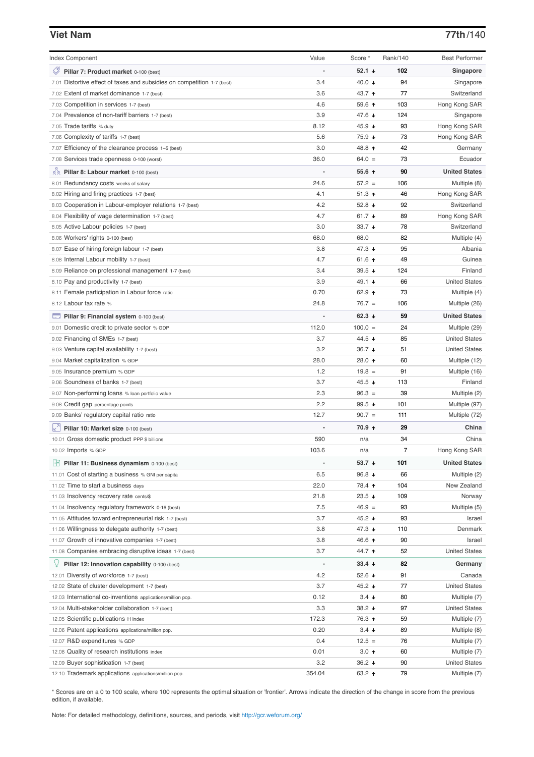## Viet Nam

**77th**/140

| Index Component | Value | Score * | Rank/140 | Best Performer |
|---|---|---|---|---|
| **Pillar 7: Product market** 0-100 (best) | - | **52.1 ↓** | **102** | **Singapore** |
| 7.01 Distortive effect of taxes and subsidies on competition 1-7 (best) | 3.4 | 40.0 ↓ | 94 | Singapore |
| 7.02 Extent of market dominance 1-7 (best) | 3.6 | 43.7 ↑ | 77 | Switzerland |
| 7.03 Competition in services 1-7 (best) | 4.6 | 59.6 ↑ | 103 | Hong Kong SAR |
| 7.04 Prevalence of non-tariff barriers 1-7 (best) | 3.9 | 47.6 ↓ | 124 | Singapore |
| 7.05 Trade tariffs % duty | 8.12 | 45.9 ↓ | 93 | Hong Kong SAR |
| 7.06 Complexity of tariffs 1-7 (best) | 5.6 | 75.9 ↓ | 73 | Hong Kong SAR |
| 7.07 Efficiency of the clearance process 1–5 (best) | 3.0 | 48.8 ↑ | 42 | Germany |
| 7.08 Services trade openness 0-100 (worst) | 36.0 | 64.0 = | 73 | Ecuador |
| **Pillar 8: Labour market** 0-100 (best) | - | **55.6 ↑** | **90** | **United States** |
| 8.01 Redundancy costs weeks of salary | 24.6 | 57.2 = | 106 | Multiple (8) |
| 8.02 Hiring and firing practices 1-7 (best) | 4.1 | 51.3 ↑ | 46 | Hong Kong SAR |
| 8.03 Cooperation in Labour-employer relations 1-7 (best) | 4.2 | 52.8 ↓ | 92 | Switzerland |
| 8.04 Flexibility of wage determination 1-7 (best) | 4.7 | 61.7 ↓ | 89 | Hong Kong SAR |
| 8.05 Active Labour policies 1-7 (best) | 3.0 | 33.7 ↓ | 78 | Switzerland |
| 8.06 Workers' rights 0-100 (best) | 68.0 | 68.0 | 82 | Multiple (4) |
| 8.07 Ease of hiring foreign labour 1-7 (best) | 3.8 | 47.3 ↓ | 95 | Albania |
| 8.08 Internal Labour mobility 1-7 (best) | 4.7 | 61.6 ↑ | 49 | Guinea |
| 8.09 Reliance on professional management 1-7 (best) | 3.4 | 39.5 ↓ | 124 | Finland |
| 8.10 Pay and productivity 1-7 (best) | 3.9 | 49.1 ↓ | 66 | United States |
| 8.11 Female participation in Labour force ratio | 0.70 | 62.9 ↑ | 73 | Multiple (4) |
| 8.12 Labour tax rate % | 24.8 | 76.7 = | 106 | Multiple (26) |
| **Pillar 9: Financial system** 0-100 (best) | - | **62.3 ↓** | **59** | **United States** |
| 9.01 Domestic credit to private sector % GDP | 112.0 | 100.0 = | 24 | Multiple (29) |
| 9.02 Financing of SMEs 1-7 (best) | 3.7 | 44.5 ↓ | 85 | United States |
| 9.03 Venture capital availability 1-7 (best) | 3.2 | 36.7 ↓ | 51 | United States |
| 9.04 Market capitalization % GDP | 28.0 | 28.0 ↑ | 60 | Multiple (12) |
| 9.05 Insurance premium % GDP | 1.2 | 19.8 = | 91 | Multiple (16) |
| 9.06 Soundness of banks 1-7 (best) | 3.7 | 45.5 ↓ | 113 | Finland |
| 9.07 Non-performing loans % loan portfolio value | 2.3 | 96.3 = | 39 | Multiple (2) |
| 9.08 Credit gap percentage points | 2.2 | 99.5 ↓ | 101 | Multiple (97) |
| 9.09 Banks' regulatory capital ratio ratio | 12.7 | 90.7 = | 111 | Multiple (72) |
| **Pillar 10: Market size** 0-100 (best) | - | **70.9 ↑** | **29** | **China** |
| 10.01 Gross domestic product PPP $ billions | 590 | n/a | 34 | China |
| 10.02 Imports % GDP | 103.6 | n/a | 7 | Hong Kong SAR |
| **Pillar 11: Business dynamism** 0-100 (best) | - | **53.7 ↓** | **101** | **United States** |
| 11.01 Cost of starting a business % GNI per capita | 6.5 | 96.8 ↓ | 66 | Multiple (2) |
| 11.02 Time to start a business days | 22.0 | 78.4 ↑ | 104 | New Zealand |
| 11.03 Insolvency recovery rate cents/$ | 21.8 | 23.5 ↓ | 109 | Norway |
| 11.04 Insolvency regulatory framework 0-16 (best) | 7.5 | 46.9 = | 93 | Multiple (5) |
| 11.05 Attitudes toward entrepreneurial risk 1-7 (best) | 3.7 | 45.2 ↓ | 93 | Israel |
| 11.06 Willingness to delegate authority 1-7 (best) | 3.8 | 47.3 ↓ | 110 | Denmark |
| 11.07 Growth of innovative companies 1-7 (best) | 3.8 | 46.6 ↑ | 90 | Israel |
| 11.08 Companies embracing disruptive ideas 1-7 (best) | 3.7 | 44.7 ↑ | 52 | United States |
| **Pillar 12: Innovation capability** 0-100 (best) | - | **33.4 ↓** | **82** | **Germany** |
| 12.01 Diversity of workforce 1-7 (best) | 4.2 | 52.6 ↓ | 91 | Canada |
| 12.02 State of cluster development 1-7 (best) | 3.7 | 45.2 ↓ | 77 | United States |
| 12.03 International co-inventions applications/million pop. | 0.12 | 3.4 ↓ | 80 | Multiple (7) |
| 12.04 Multi-stakeholder collaboration 1-7 (best) | 3.3 | 38.2 ↓ | 97 | United States |
| 12.05 Scientific publications H Index | 172.3 | 76.3 ↑ | 59 | Multiple (7) |
| 12.06 Patent applications applications/million pop. | 0.20 | 3.4 ↓ | 89 | Multiple (8) |
| 12.07 R&D expenditures % GDP | 0.4 | 12.5 = | 76 | Multiple (7) |
| 12.08 Quality of research institutions index | 0.01 | 3.0 ↑ | 60 | Multiple (7) |
| 12.09 Buyer sophistication 1-7 (best) | 3.2 | 36.2 ↓ | 90 | United States |
| 12.10 Trademark applications applications/million pop. | 354.04 | 63.2 ↑ | 79 | Multiple (7) |

* Scores are on a 0 to 100 scale, where 100 represents the optimal situation or 'frontier'. Arrows indicate the direction of the change in score from the previous edition, if available.

Note: For detailed methodology, definitions, sources, and periods, visit http://gcr.weforum.org/